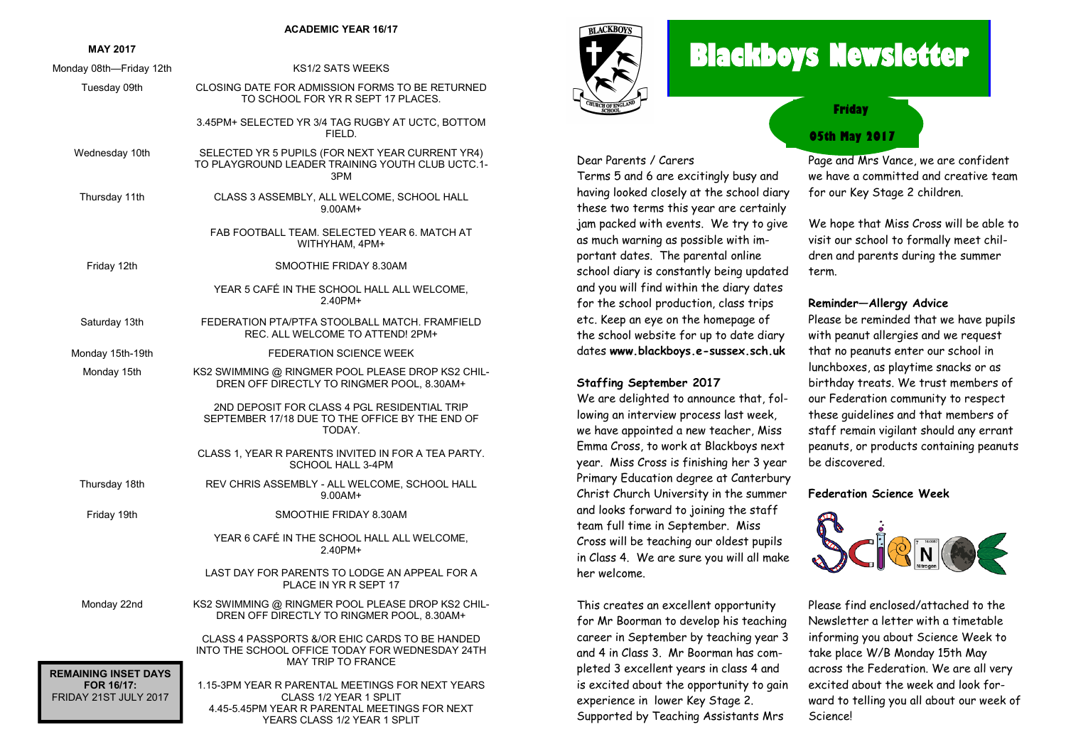# Blackboys Newsletter

**Friday**

**05th May 2017**

Dear Parents / Carers

Terms 5 and 6 are excitingly busy and having looked closely at the school diary these two terms this year are certainly jam packed with events. We try to give as much warning as possible with important dates. The parental online school diary is constantly being updated and you will find within the diary dates for the school production, class trips etc. Keep an eye on the homepage of the school website for up to date diary dates **www.blackboys.e-sussex.sch.uk**

### Staffing September 2017

We are delighted to announce that, following an interview process last week, we have appointed a new teacher, Miss Emma Cross, to work at Blackboys next year. Miss Cross is finishing her 3 year Primary Education degree at Canterbury Christ Church University in the summer and looks forward to joining the staff team full time in September. Miss Cross will be teaching our oldest pupils in Class 4. We are sure you will all make her welcome.

This creates an excellent opportunity for Mr Boorman to develop his teaching career in September by teaching year 3 and 4 in Class 3. Mr Boorman has completed 3 excellent years in class 4 and is excited about the opportunity to gain experience in lower Key Stage 2. Supported by Teaching Assistants Mrs Page and Mrs Vance, we are confident we have a committed and creative team for our Key Stage 2 children.

We hope that Miss Cross will be able to visit our school to formally meet children and parents during the summer term.

### Reminder—Allergy Advice

Please be reminded that we have pupils with peanut allergies and we request that no peanuts enter our school in lunchboxes, as playtime snacks or as birthday treats. We trust members of our Federation community to respect these guidelines and that members of staff remain vigilant should any errant peanuts, or products containing peanuts be discovered.

### Federation Science Week

Please find enclosed/attached to the Newsletter a letter with a timetable informing you about Science Week to take place W/B Monday 15th May across the Federation. We are all very excited about the week and look forward to telling you all about our week of Science!

## ACADEMIC YEAR 16/17

**MAY 2017**

| Date | Event |
|---|---|
| Monday 08th—Friday 12th | KS1/2 SATS WEEKS |
| Tuesday 09th | CLOSING DATE FOR ADMISSION FORMS TO BE RETURNED TO SCHOOL FOR YR R SEPT 17 PLACES. |
| | 3.45PM+ SELECTED YR 3/4 TAG RUGBY AT UCTC, BOTTOM FIELD. |
| Wednesday 10th | SELECTED YR 5 PUPILS (FOR NEXT YEAR CURRENT YR4) TO PLAYGROUND LEADER TRAINING YOUTH CLUB UCTC.1-3PM |
| Thursday 11th | CLASS 3 ASSEMBLY, ALL WELCOME, SCHOOL HALL 9.00AM+ |
| | FAB FOOTBALL TEAM. SELECTED YEAR 6. MATCH AT WITHYHAM, 4PM+ |
| Friday 12th | SMOOTHIE FRIDAY 8.30AM |
| | YEAR 5 CAFÉ IN THE SCHOOL HALL ALL WELCOME, 2.40PM+ |
| Saturday 13th | FEDERATION PTA/PTFA STOOLBALL MATCH. FRAMFIELD REC. ALL WELCOME TO ATTEND! 2PM+ |
| Monday 15th-19th | FEDERATION SCIENCE WEEK |
| Monday 15th | KS2 SWIMMING @ RINGMER POOL PLEASE DROP KS2 CHILDREN OFF DIRECTLY TO RINGMER POOL, 8.30AM+ |
| | 2ND DEPOSIT FOR CLASS 4 PGL RESIDENTIAL TRIP SEPTEMBER 17/18 DUE TO THE OFFICE BY THE END OF TODAY. |
| | CLASS 1, YEAR R PARENTS INVITED IN FOR A TEA PARTY. SCHOOL HALL 3-4PM |
| Thursday 18th | REV CHRIS ASSEMBLY - ALL WELCOME, SCHOOL HALL 9.00AM+ |
| Friday 19th | SMOOTHIE FRIDAY 8.30AM |
| | YEAR 6 CAFÉ IN THE SCHOOL HALL ALL WELCOME, 2.40PM+ |
| | LAST DAY FOR PARENTS TO LODGE AN APPEAL FOR A PLACE IN YR R SEPT 17 |
| Monday 22nd | KS2 SWIMMING @ RINGMER POOL PLEASE DROP KS2 CHILDREN OFF DIRECTLY TO RINGMER POOL, 8.30AM+ |
| | CLASS 4 PASSPORTS &/OR EHIC CARDS TO BE HANDED INTO THE SCHOOL OFFICE TODAY FOR WEDNESDAY 24TH MAY TRIP TO FRANCE |
| | 1.15-3PM YEAR R PARENTAL MEETINGS FOR NEXT YEARS CLASS 1/2 YEAR 1 SPLIT<br>4.45-5.45PM YEAR R PARENTAL MEETINGS FOR NEXT YEARS CLASS 1/2 YEAR 1 SPLIT |

**REMAINING INSET DAYS FOR 16/17:**
FRIDAY 21ST JULY 2017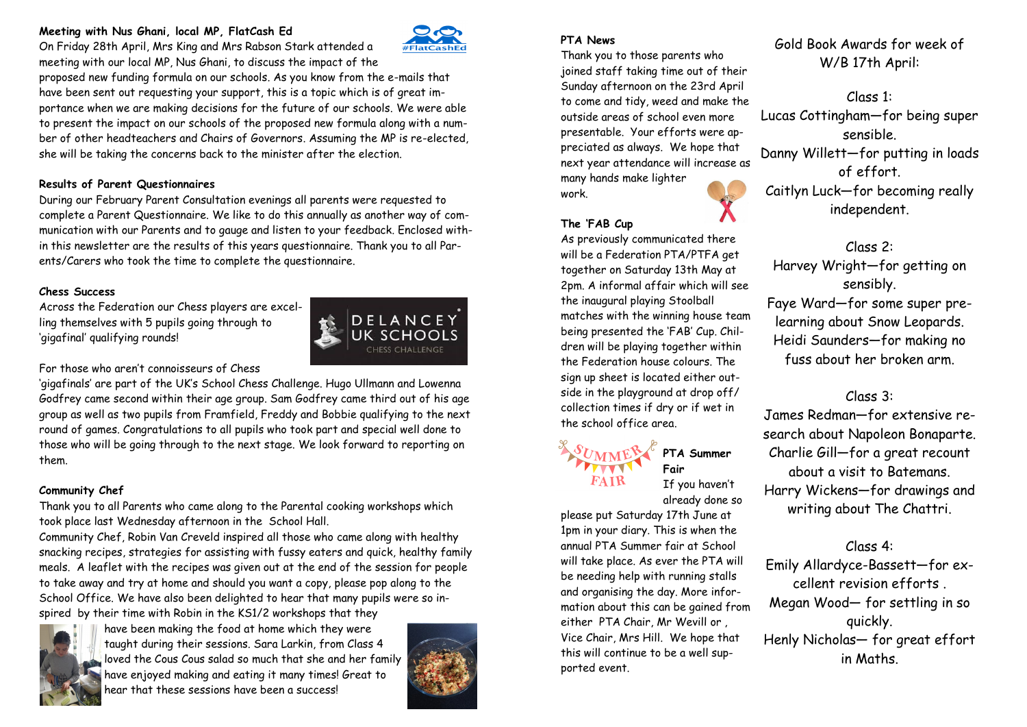**Meeting with Nus Ghani, local MP, FlatCash Ed**

On Friday 28th April, Mrs King and Mrs Rabson Stark attended a meeting with our local MP, Nus Ghani, to discuss the impact of the proposed new funding formula on our schools. As you know from the e-mails that have been sent out requesting your support, this is a topic which is of great importance when we are making decisions for the future of our schools. We were able to present the impact on our schools of the proposed new formula along with a number of other headteachers and Chairs of Governors. Assuming the MP is re-elected, she will be taking the concerns back to the minister after the election.

**Results of Parent Questionnaires**

During our February Parent Consultation evenings all parents were requested to complete a Parent Questionnaire. We like to do this annually as another way of communication with our Parents and to gauge and listen to your feedback. Enclosed within this newsletter are the results of this years questionnaire. Thank you to all Parents/Carers who took the time to complete the questionnaire.

**Chess Success**

Across the Federation our Chess players are excelling themselves with 5 pupils going through to 'gigafinal' qualifying rounds!

For those who aren't connoisseurs of Chess 'gigafinals' are part of the UK's School Chess Challenge. Hugo Ullmann and Lowenna Godfrey came second within their age group. Sam Godfrey came third out of his age group as well as two pupils from Framfield, Freddy and Bobbie qualifying to the next round of games. Congratulations to all pupils who took part and special well done to those who will be going through to the next stage. We look forward to reporting on them.

**Community Chef**

Thank you to all Parents who came along to the Parental cooking workshops which took place last Wednesday afternoon in the School Hall.

Community Chef, Robin Van Creveld inspired all those who came along with healthy snacking recipes, strategies for assisting with fussy eaters and quick, healthy family meals. A leaflet with the recipes was given out at the end of the session for people to take away and try at home and should you want a copy, please pop along to the School Office. We have also been delighted to hear that many pupils were so inspired by their time with Robin in the KS1/2 workshops that they have been making the food at home which they were taught during their sessions. Sara Larkin, from Class 4 loved the Cous Cous salad so much that she and her family have enjoyed making and eating it many times! Great to hear that these sessions have been a success!

**PTA News**

Thank you to those parents who joined staff taking time out of their Sunday afternoon on the 23rd April to come and tidy, weed and make the outside areas of school even more presentable. Your efforts were appreciated as always. We hope that next year attendance will increase as many hands make lighter work.

**The 'FAB Cup**

As previously communicated there will be a Federation PTA/PTFA get together on Saturday 13th May at 2pm. A informal affair which will see the inaugural playing Stoolball matches with the winning house team being presented the 'FAB' Cup. Children will be playing together within the Federation house colours. The sign up sheet is located either outside in the playground at drop off/ collection times if dry or if wet in the school office area.

**PTA Summer Fair**

If you haven't already done so please put Saturday 17th June at 1pm in your diary. This is when the annual PTA Summer fair at School will take place. As ever the PTA will be needing help with running stalls and organising the day. More information about this can be gained from either PTA Chair, Mr Wevill or , Vice Chair, Mrs Hill. We hope that this will continue to be a well supported event.

## Gold Book Awards for week of W/B 17th April:

**Class 1:**
Lucas Cottingham—for being super sensible.
Danny Willett—for putting in loads of effort.
Caitlyn Luck—for becoming really independent.

**Class 2:**
Harvey Wright—for getting on sensibly.
Faye Ward—for some super prelearning about Snow Leopards.
Heidi Saunders—for making no fuss about her broken arm.

**Class 3:**
James Redman—for extensive research about Napoleon Bonaparte.
Charlie Gill—for a great recount about a visit to Batemans.
Harry Wickens—for drawings and writing about The Chattri.

**Class 4:**
Emily Allardyce-Bassett—for excellent revision efforts .
Megan Wood— for settling in so quickly.
Henly Nicholas— for great effort in Maths.